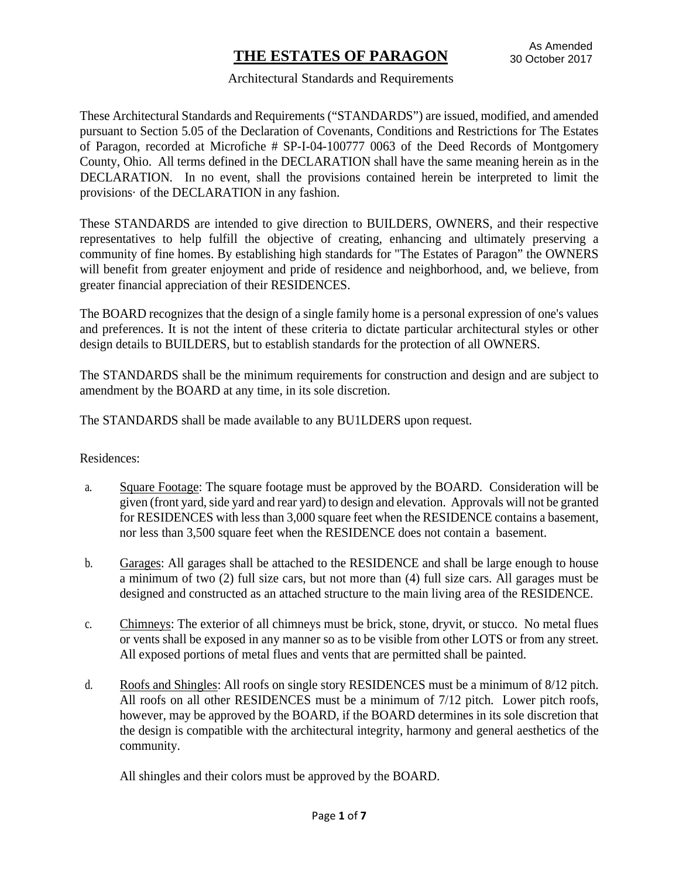# THE ESTATES OF PARAGON

As Amended
30 October 2017

Architectural Standards and Requirements

These Architectural Standards and Requirements ("STANDARDS") are issued, modified, and amended pursuant to Section 5.05 of the Declaration of Covenants, Conditions and Restrictions for The Estates of Paragon, recorded at Microfiche # SP-I-04-100777 0063 of the Deed Records of Montgomery County, Ohio. All terms defined in the DECLARATION shall have the same meaning herein as in the DECLARATION. In no event, shall the provisions contained herein be interpreted to limit the provisions· of the DECLARATION in any fashion.

These STANDARDS are intended to give direction to BUILDERS, OWNERS, and their respective representatives to help fulfill the objective of creating, enhancing and ultimately preserving a community of fine homes. By establishing high standards for "The Estates of Paragon" the OWNERS will benefit from greater enjoyment and pride of residence and neighborhood, and, we believe, from greater financial appreciation of their RESIDENCES.

The BOARD recognizes that the design of a single family home is a personal expression of one's values and preferences. It is not the intent of these criteria to dictate particular architectural styles or other design details to BUILDERS, but to establish standards for the protection of all OWNERS.

The STANDARDS shall be the minimum requirements for construction and design and are subject to amendment by the BOARD at any time, in its sole discretion.

The STANDARDS shall be made available to any BU1LDERS upon request.

Residences:

a. Square Footage: The square footage must be approved by the BOARD. Consideration will be given (front yard, side yard and rear yard) to design and elevation. Approvals will not be granted for RESIDENCES with less than 3,000 square feet when the RESIDENCE contains a basement, nor less than 3,500 square feet when the RESIDENCE does not contain a basement.

b. Garages: All garages shall be attached to the RESIDENCE and shall be large enough to house a minimum of two (2) full size cars, but not more than (4) full size cars. All garages must be designed and constructed as an attached structure to the main living area of the RESIDENCE.

c. Chimneys: The exterior of all chimneys must be brick, stone, dryvit, or stucco. No metal flues or vents shall be exposed in any manner so as to be visible from other LOTS or from any street. All exposed portions of metal flues and vents that are permitted shall be painted.

d. Roofs and Shingles: All roofs on single story RESIDENCES must be a minimum of 8/12 pitch. All roofs on all other RESIDENCES must be a minimum of 7/12 pitch. Lower pitch roofs, however, may be approved by the BOARD, if the BOARD determines in its sole discretion that the design is compatible with the architectural integrity, harmony and general aesthetics of the community.

   All shingles and their colors must be approved by the BOARD.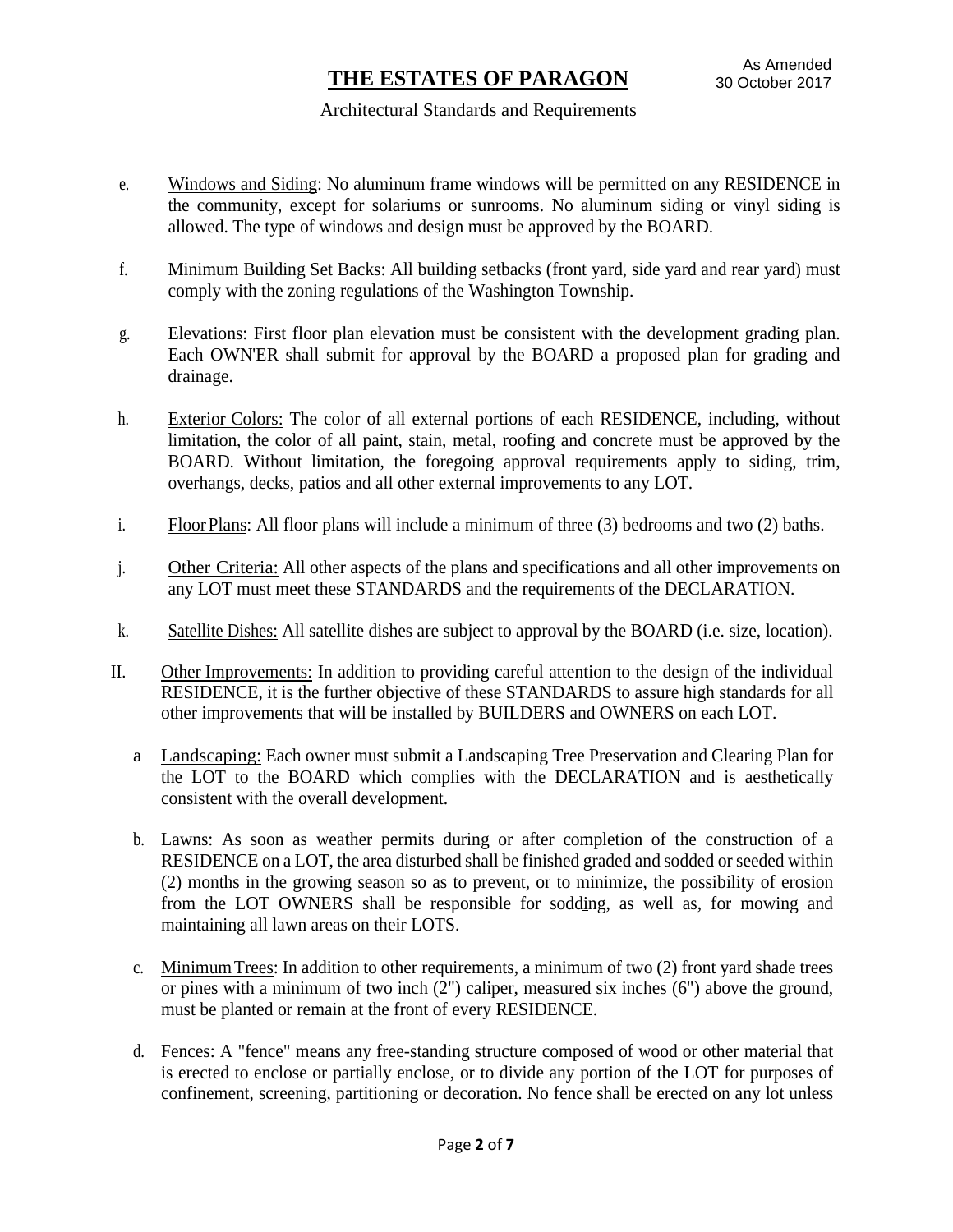e. Windows and Siding: No aluminum frame windows will be permitted on any RESIDENCE in the community, except for solariums or sunrooms. No aluminum siding or vinyl siding is allowed. The type of windows and design must be approved by the BOARD.

f. Minimum Building Set Backs: All building setbacks (front yard, side yard and rear yard) must comply with the zoning regulations of the Washington Township.

g. Elevations: First floor plan elevation must be consistent with the development grading plan. Each OWN'ER shall submit for approval by the BOARD a proposed plan for grading and drainage.

h. Exterior Colors: The color of all external portions of each RESIDENCE, including, without limitation, the color of all paint, stain, metal, roofing and concrete must be approved by the BOARD. Without limitation, the foregoing approval requirements apply to siding, trim, overhangs, decks, patios and all other external improvements to any LOT.

i. Floor Plans: All floor plans will include a minimum of three (3) bedrooms and two (2) baths.

j. Other Criteria: All other aspects of the plans and specifications and all other improvements on any LOT must meet these STANDARDS and the requirements of the DECLARATION.

k. Satellite Dishes: All satellite dishes are subject to approval by the BOARD (i.e. size, location).

II. Other Improvements: In addition to providing careful attention to the design of the individual RESIDENCE, it is the further objective of these STANDARDS to assure high standards for all other improvements that will be installed by BUILDERS and OWNERS on each LOT.

a Landscaping: Each owner must submit a Landscaping Tree Preservation and Clearing Plan for the LOT to the BOARD which complies with the DECLARATION and is aesthetically consistent with the overall development.

b. Lawns: As soon as weather permits during or after completion of the construction of a RESIDENCE on a LOT, the area disturbed shall be finished graded and sodded or seeded within (2) months in the growing season so as to prevent, or to minimize, the possibility of erosion from the LOT OWNERS shall be responsible for sodding, as well as, for mowing and maintaining all lawn areas on their LOTS.

c. Minimum Trees: In addition to other requirements, a minimum of two (2) front yard shade trees or pines with a minimum of two inch (2") caliper, measured six inches (6") above the ground, must be planted or remain at the front of every RESIDENCE.

d. Fences: A "fence" means any free-standing structure composed of wood or other material that is erected to enclose or partially enclose, or to divide any portion of the LOT for purposes of confinement, screening, partitioning or decoration. No fence shall be erected on any lot unless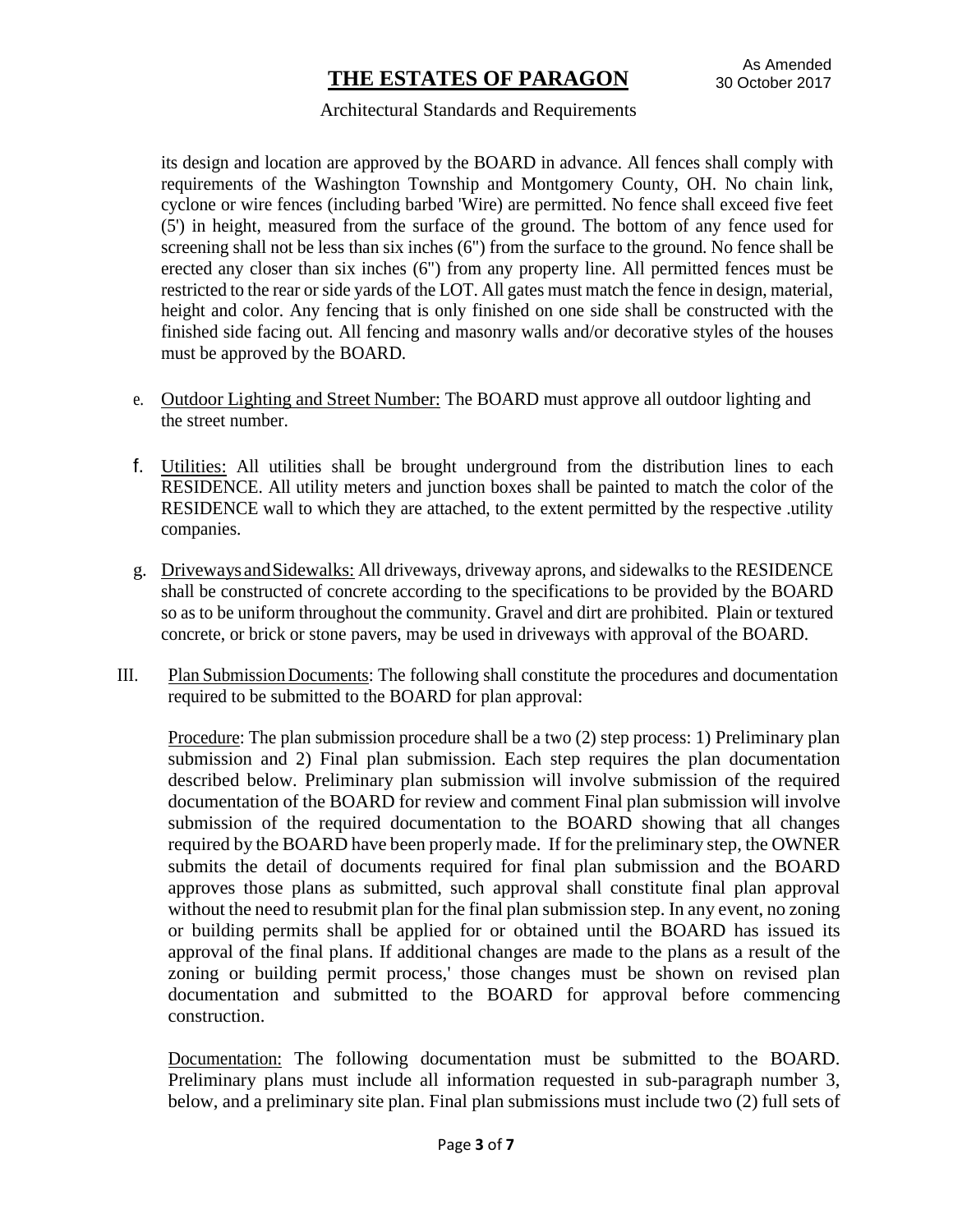its design and location are approved by the BOARD in advance. All fences shall comply with requirements of the Washington Township and Montgomery County, OH. No chain link, cyclone or wire fences (including barbed 'Wire) are permitted. No fence shall exceed five feet (5') in height, measured from the surface of the ground. The bottom of any fence used for screening shall not be less than six inches (6") from the surface to the ground. No fence shall be erected any closer than six inches (6") from any property line. All permitted fences must be restricted to the rear or side yards of the LOT. All gates must match the fence in design, material, height and color. Any fencing that is only finished on one side shall be constructed with the finished side facing out. All fencing and masonry walls and/or decorative styles of the houses must be approved by the BOARD.

e. <u>Outdoor Lighting and Street Number:</u> The BOARD must approve all outdoor lighting and the street number.

f. <u>Utilities:</u> All utilities shall be brought underground from the distribution lines to each RESIDENCE. All utility meters and junction boxes shall be painted to match the color of the RESIDENCE wall to which they are attached, to the extent permitted by the respective .utility companies.

g. <u>Driveways and Sidewalks:</u> All driveways, driveway aprons, and sidewalks to the RESIDENCE shall be constructed of concrete according to the specifications to be provided by the BOARD so as to be uniform throughout the community. Gravel and dirt are prohibited. Plain or textured concrete, or brick or stone pavers, may be used in driveways with approval of the BOARD.

III. <u>Plan Submission Documents</u>: The following shall constitute the procedures and documentation required to be submitted to the BOARD for plan approval:

<u>Procedure</u>: The plan submission procedure shall be a two (2) step process: 1) Preliminary plan submission and 2) Final plan submission. Each step requires the plan documentation described below. Preliminary plan submission will involve submission of the required documentation of the BOARD for review and comment Final plan submission will involve submission of the required documentation to the BOARD showing that all changes required by the BOARD have been properly made. If for the preliminary step, the OWNER submits the detail of documents required for final plan submission and the BOARD approves those plans as submitted, such approval shall constitute final plan approval without the need to resubmit plan for the final plan submission step. In any event, no zoning or building permits shall be applied for or obtained until the BOARD has issued its approval of the final plans. If additional changes are made to the plans as a result of the zoning or building permit process,' those changes must be shown on revised plan documentation and submitted to the BOARD for approval before commencing construction.

<u>Documentation:</u> The following documentation must be submitted to the BOARD. Preliminary plans must include all information requested in sub-paragraph number 3, below, and a preliminary site plan. Final plan submissions must include two (2) full sets of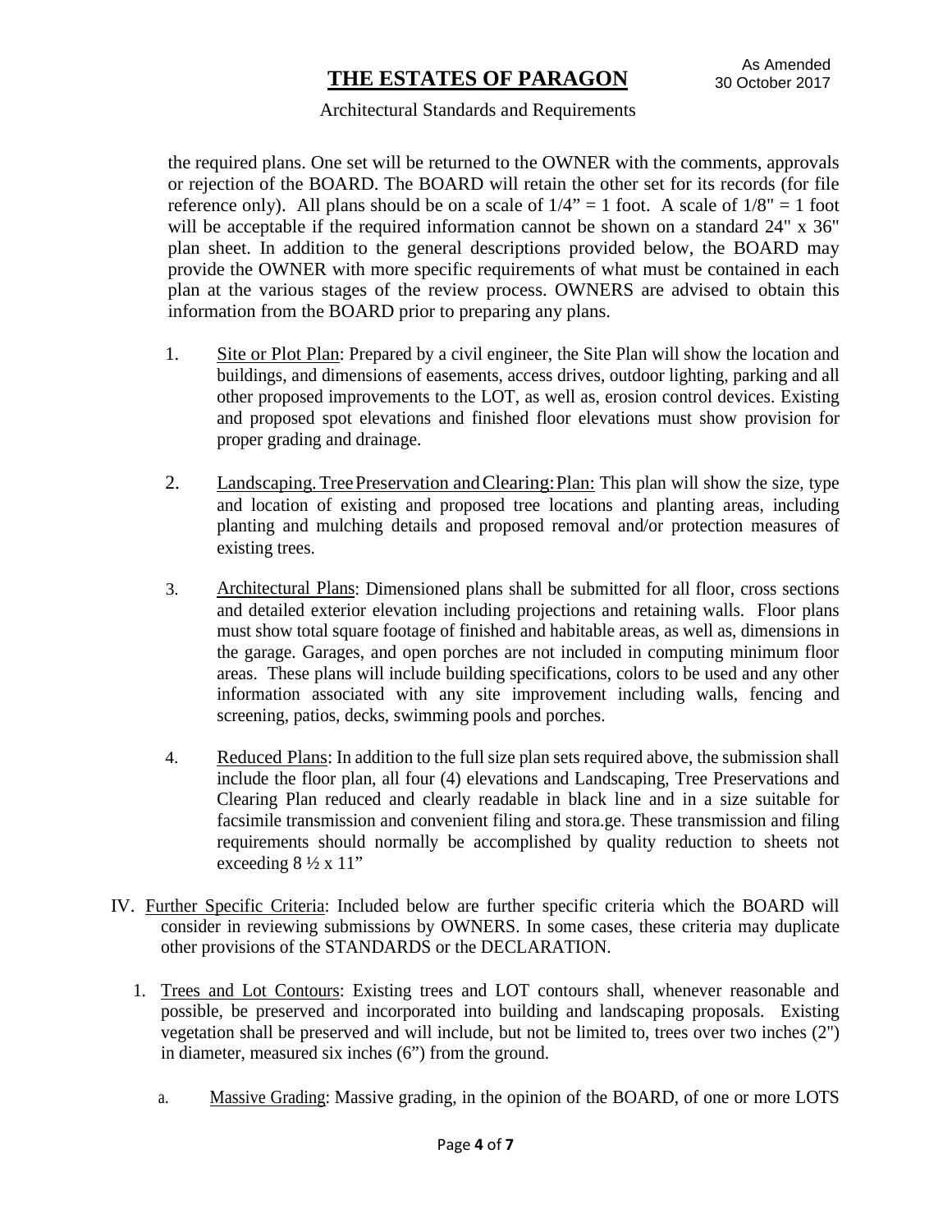the required plans. One set will be returned to the OWNER with the comments, approvals or rejection of the BOARD. The BOARD will retain the other set for its records (for file reference only). All plans should be on a scale of 1/4" = 1 foot. A scale of 1/8" = 1 foot will be acceptable if the required information cannot be shown on a standard 24" x 36" plan sheet. In addition to the general descriptions provided below, the BOARD may provide the OWNER with more specific requirements of what must be contained in each plan at the various stages of the review process. OWNERS are advised to obtain this information from the BOARD prior to preparing any plans.

1. Site or Plot Plan: Prepared by a civil engineer, the Site Plan will show the location and buildings, and dimensions of easements, access drives, outdoor lighting, parking and all other proposed improvements to the LOT, as well as, erosion control devices. Existing and proposed spot elevations and finished floor elevations must show provision for proper grading and drainage.

2. Landscaping. Tree Preservation and Clearing: Plan: This plan will show the size, type and location of existing and proposed tree locations and planting areas, including planting and mulching details and proposed removal and/or protection measures of existing trees.

3. Architectural Plans: Dimensioned plans shall be submitted for all floor, cross sections and detailed exterior elevation including projections and retaining walls. Floor plans must show total square footage of finished and habitable areas, as well as, dimensions in the garage. Garages, and open porches are not included in computing minimum floor areas. These plans will include building specifications, colors to be used and any other information associated with any site improvement including walls, fencing and screening, patios, decks, swimming pools and porches.

4. Reduced Plans: In addition to the full size plan sets required above, the submission shall include the floor plan, all four (4) elevations and Landscaping, Tree Preservations and Clearing Plan reduced and clearly readable in black line and in a size suitable for facsimile transmission and convenient filing and stora.ge. These transmission and filing requirements should normally be accomplished by quality reduction to sheets not exceeding 8 ½ x 11"

IV. Further Specific Criteria: Included below are further specific criteria which the BOARD will consider in reviewing submissions by OWNERS. In some cases, these criteria may duplicate other provisions of the STANDARDS or the DECLARATION.

1. Trees and Lot Contours: Existing trees and LOT contours shall, whenever reasonable and possible, be preserved and incorporated into building and landscaping proposals. Existing vegetation shall be preserved and will include, but not be limited to, trees over two inches (2") in diameter, measured six inches (6") from the ground.

   a. Massive Grading: Massive grading, in the opinion of the BOARD, of one or more LOTS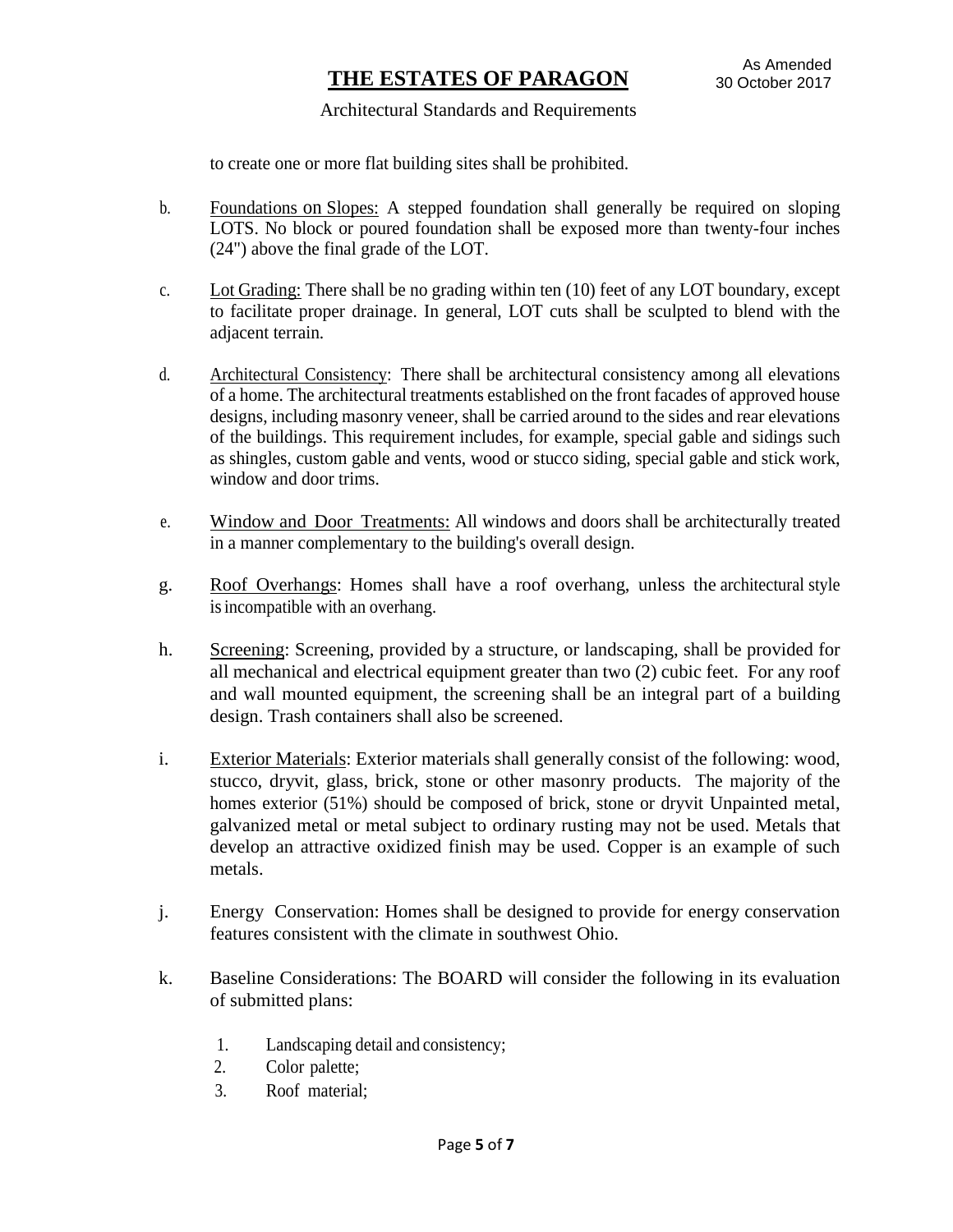to create one or more flat building sites shall be prohibited.

b. Foundations on Slopes: A stepped foundation shall generally be required on sloping LOTS. No block or poured foundation shall be exposed more than twenty-four inches (24") above the final grade of the LOT.

c. Lot Grading: There shall be no grading within ten (10) feet of any LOT boundary, except to facilitate proper drainage. In general, LOT cuts shall be sculpted to blend with the adjacent terrain.

d. Architectural Consistency: There shall be architectural consistency among all elevations of a home. The architectural treatments established on the front facades of approved house designs, including masonry veneer, shall be carried around to the sides and rear elevations of the buildings. This requirement includes, for example, special gable and sidings such as shingles, custom gable and vents, wood or stucco siding, special gable and stick work, window and door trims.

e. Window and Door Treatments: All windows and doors shall be architecturally treated in a manner complementary to the building's overall design.

g. Roof Overhangs: Homes shall have a roof overhang, unless the architectural style is incompatible with an overhang.

h. Screening: Screening, provided by a structure, or landscaping, shall be provided for all mechanical and electrical equipment greater than two (2) cubic feet. For any roof and wall mounted equipment, the screening shall be an integral part of a building design. Trash containers shall also be screened.

i. Exterior Materials: Exterior materials shall generally consist of the following: wood, stucco, dryvit, glass, brick, stone or other masonry products. The majority of the homes exterior (51%) should be composed of brick, stone or dryvit Unpainted metal, galvanized metal or metal subject to ordinary rusting may not be used. Metals that develop an attractive oxidized finish may be used. Copper is an example of such metals.

j. Energy Conservation: Homes shall be designed to provide for energy conservation features consistent with the climate in southwest Ohio.

k. Baseline Considerations: The BOARD will consider the following in its evaluation of submitted plans:

1. Landscaping detail and consistency;
2. Color palette;
3. Roof material;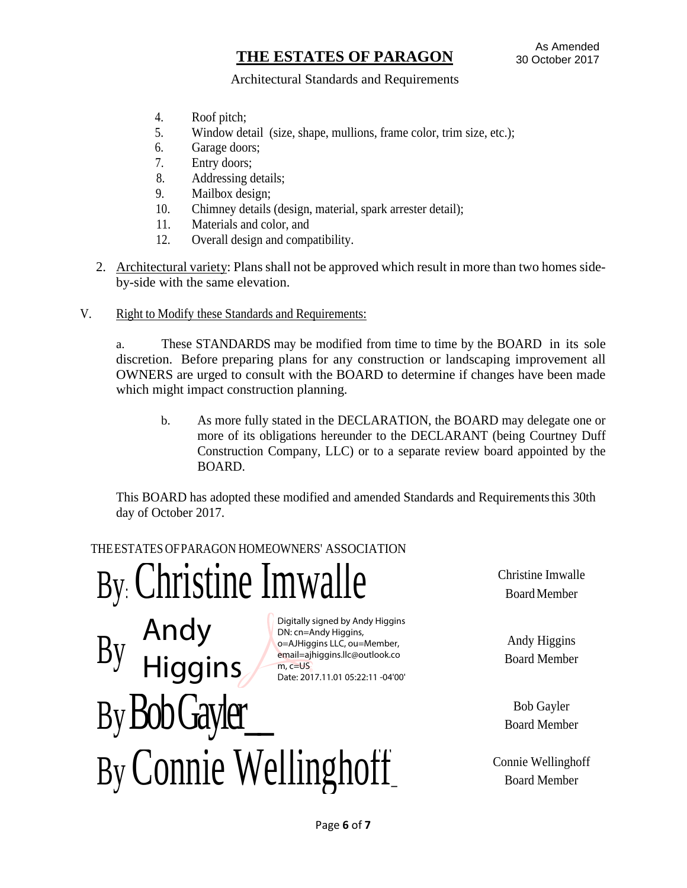4. Roof pitch;
5. Window detail (size, shape, mullions, frame color, trim size, etc.);
6. Garage doors;
7. Entry doors;
8. Addressing details;
9. Mailbox design;
10. Chimney details (design, material, spark arrester detail);
11. Materials and color, and
12. Overall design and compatibility.

2. Architectural variety: Plans shall not be approved which result in more than two homes side-by-side with the same elevation.

V. Right to Modify these Standards and Requirements:

a. These STANDARDS may be modified from time to time by the BOARD in its sole discretion. Before preparing plans for any construction or landscaping improvement all OWNERS are urged to consult with the BOARD to determine if changes have been made which might impact construction planning.

b. As more fully stated in the DECLARATION, the BOARD may delegate one or more of its obligations hereunder to the DECLARANT (being Courtney Duff Construction Company, LLC) or to a separate review board appointed by the BOARD.

This BOARD has adopted these modified and amended Standards and Requirements this 30th day of October 2017.

THE ESTATES OF PARAGON HOMEOWNERS' ASSOCIATION

By: Christine Imwalle — Christine Imwalle, Board Member

By Andy Higgins — Andy Higgins, Board Member
Digitally signed by Andy Higgins
DN: cn=Andy Higgins, o=AJHiggins LLC, ou=Member, email=ajhiggins.llc@outlook.com, c=US
Date: 2017.11.01 05:22:11 -04'00'

By Bob Gayler — Bob Gayler, Board Member

By Connie Wellinghoff — Connie Wellinghoff, Board Member